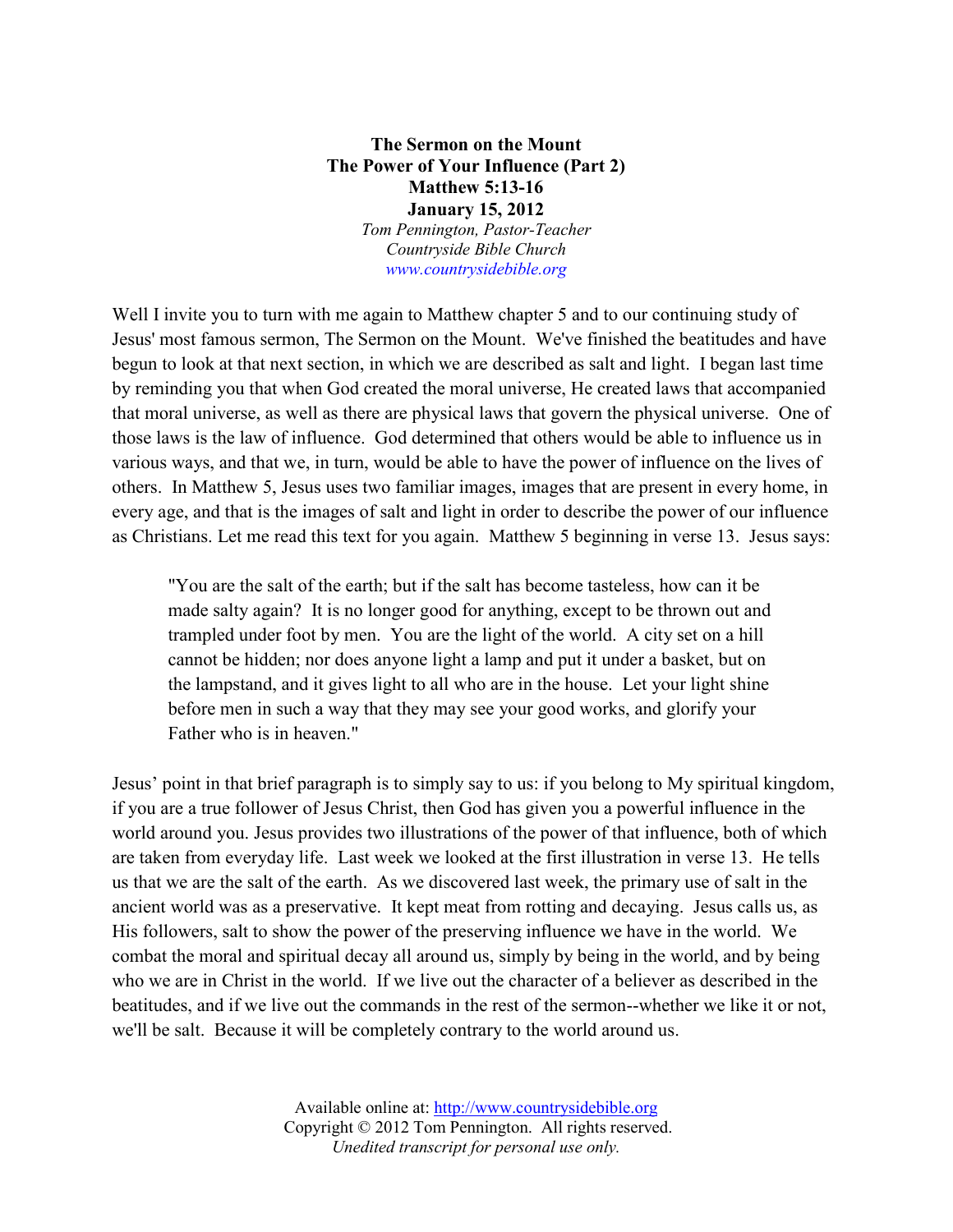**The Sermon on the Mount**
**The Power of Your Influence (Part 2)**
**Matthew 5:13-16**
**January 15, 2012**
*Tom Pennington, Pastor-Teacher*
*Countryside Bible Church*
*www.countrysidebible.org*

Well I invite you to turn with me again to Matthew chapter 5 and to our continuing study of Jesus' most famous sermon, The Sermon on the Mount. We've finished the beatitudes and have begun to look at that next section, in which we are described as salt and light. I began last time by reminding you that when God created the moral universe, He created laws that accompanied that moral universe, as well as there are physical laws that govern the physical universe. One of those laws is the law of influence. God determined that others would be able to influence us in various ways, and that we, in turn, would be able to have the power of influence on the lives of others. In Matthew 5, Jesus uses two familiar images, images that are present in every home, in every age, and that is the images of salt and light in order to describe the power of our influence as Christians. Let me read this text for you again. Matthew 5 beginning in verse 13. Jesus says:

> "You are the salt of the earth; but if the salt has become tasteless, how can it be made salty again? It is no longer good for anything, except to be thrown out and trampled under foot by men. You are the light of the world. A city set on a hill cannot be hidden; nor does anyone light a lamp and put it under a basket, but on the lampstand, and it gives light to all who are in the house. Let your light shine before men in such a way that they may see your good works, and glorify your Father who is in heaven."

Jesus' point in that brief paragraph is to simply say to us: if you belong to My spiritual kingdom, if you are a true follower of Jesus Christ, then God has given you a powerful influence in the world around you. Jesus provides two illustrations of the power of that influence, both of which are taken from everyday life. Last week we looked at the first illustration in verse 13. He tells us that we are the salt of the earth. As we discovered last week, the primary use of salt in the ancient world was as a preservative. It kept meat from rotting and decaying. Jesus calls us, as His followers, salt to show the power of the preserving influence we have in the world. We combat the moral and spiritual decay all around us, simply by being in the world, and by being who we are in Christ in the world. If we live out the character of a believer as described in the beatitudes, and if we live out the commands in the rest of the sermon--whether we like it or not, we'll be salt. Because it will be completely contrary to the world around us.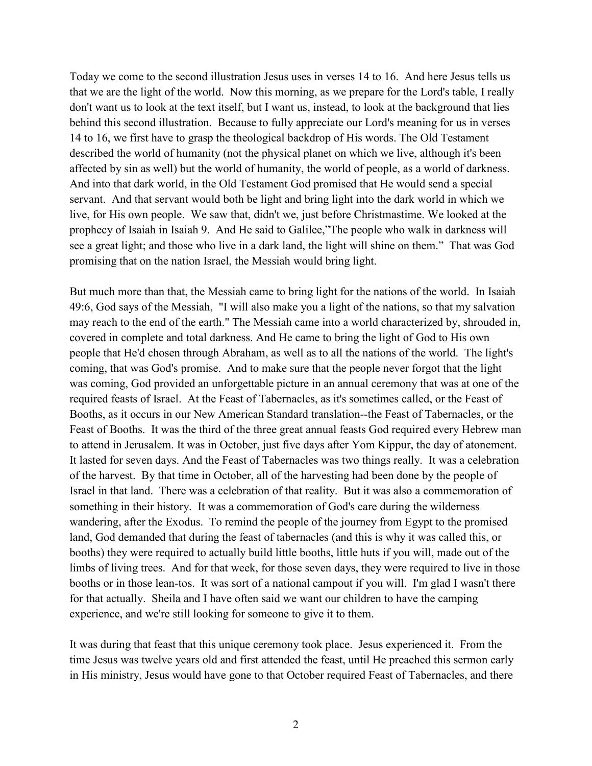Today we come to the second illustration Jesus uses in verses 14 to 16. And here Jesus tells us that we are the light of the world. Now this morning, as we prepare for the Lord's table, I really don't want us to look at the text itself, but I want us, instead, to look at the background that lies behind this second illustration. Because to fully appreciate our Lord's meaning for us in verses 14 to 16, we first have to grasp the theological backdrop of His words. The Old Testament described the world of humanity (not the physical planet on which we live, although it's been affected by sin as well) but the world of humanity, the world of people, as a world of darkness. And into that dark world, in the Old Testament God promised that He would send a special servant. And that servant would both be light and bring light into the dark world in which we live, for His own people. We saw that, didn't we, just before Christmastime. We looked at the prophecy of Isaiah in Isaiah 9. And He said to Galilee,"The people who walk in darkness will see a great light; and those who live in a dark land, the light will shine on them." That was God promising that on the nation Israel, the Messiah would bring light.

But much more than that, the Messiah came to bring light for the nations of the world. In Isaiah 49:6, God says of the Messiah, "I will also make you a light of the nations, so that my salvation may reach to the end of the earth." The Messiah came into a world characterized by, shrouded in, covered in complete and total darkness. And He came to bring the light of God to His own people that He'd chosen through Abraham, as well as to all the nations of the world. The light's coming, that was God's promise. And to make sure that the people never forgot that the light was coming, God provided an unforgettable picture in an annual ceremony that was at one of the required feasts of Israel. At the Feast of Tabernacles, as it's sometimes called, or the Feast of Booths, as it occurs in our New American Standard translation--the Feast of Tabernacles, or the Feast of Booths. It was the third of the three great annual feasts God required every Hebrew man to attend in Jerusalem. It was in October, just five days after Yom Kippur, the day of atonement. It lasted for seven days. And the Feast of Tabernacles was two things really. It was a celebration of the harvest. By that time in October, all of the harvesting had been done by the people of Israel in that land. There was a celebration of that reality. But it was also a commemoration of something in their history. It was a commemoration of God's care during the wilderness wandering, after the Exodus. To remind the people of the journey from Egypt to the promised land, God demanded that during the feast of tabernacles (and this is why it was called this, or booths) they were required to actually build little booths, little huts if you will, made out of the limbs of living trees. And for that week, for those seven days, they were required to live in those booths or in those lean-tos. It was sort of a national campout if you will. I'm glad I wasn't there for that actually. Sheila and I have often said we want our children to have the camping experience, and we're still looking for someone to give it to them.

It was during that feast that this unique ceremony took place. Jesus experienced it. From the time Jesus was twelve years old and first attended the feast, until He preached this sermon early in His ministry, Jesus would have gone to that October required Feast of Tabernacles, and there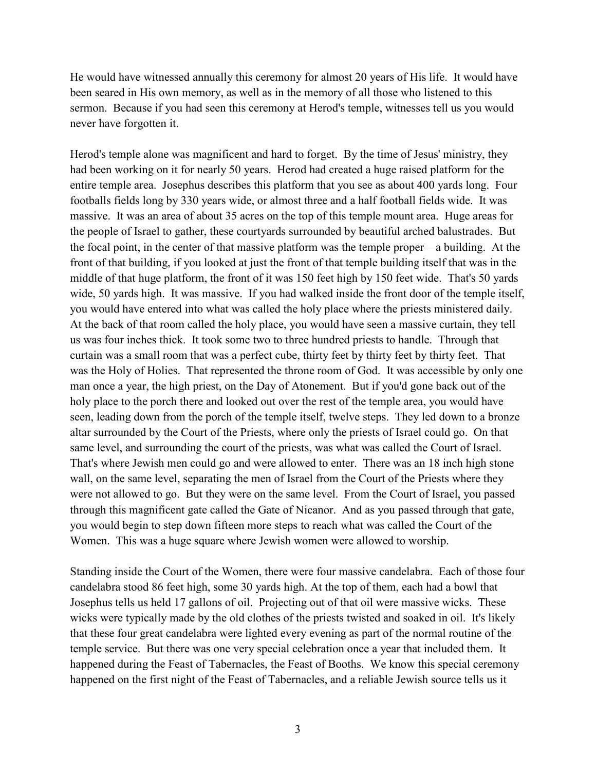He would have witnessed annually this ceremony for almost 20 years of His life. It would have been seared in His own memory, as well as in the memory of all those who listened to this sermon. Because if you had seen this ceremony at Herod's temple, witnesses tell us you would never have forgotten it.

Herod's temple alone was magnificent and hard to forget. By the time of Jesus' ministry, they had been working on it for nearly 50 years. Herod had created a huge raised platform for the entire temple area. Josephus describes this platform that you see as about 400 yards long. Four footballs fields long by 330 years wide, or almost three and a half football fields wide. It was massive. It was an area of about 35 acres on the top of this temple mount area. Huge areas for the people of Israel to gather, these courtyards surrounded by beautiful arched balustrades. But the focal point, in the center of that massive platform was the temple proper—a building. At the front of that building, if you looked at just the front of that temple building itself that was in the middle of that huge platform, the front of it was 150 feet high by 150 feet wide. That's 50 yards wide, 50 yards high. It was massive. If you had walked inside the front door of the temple itself, you would have entered into what was called the holy place where the priests ministered daily. At the back of that room called the holy place, you would have seen a massive curtain, they tell us was four inches thick. It took some two to three hundred priests to handle. Through that curtain was a small room that was a perfect cube, thirty feet by thirty feet by thirty feet. That was the Holy of Holies. That represented the throne room of God. It was accessible by only one man once a year, the high priest, on the Day of Atonement. But if you'd gone back out of the holy place to the porch there and looked out over the rest of the temple area, you would have seen, leading down from the porch of the temple itself, twelve steps. They led down to a bronze altar surrounded by the Court of the Priests, where only the priests of Israel could go. On that same level, and surrounding the court of the priests, was what was called the Court of Israel. That's where Jewish men could go and were allowed to enter. There was an 18 inch high stone wall, on the same level, separating the men of Israel from the Court of the Priests where they were not allowed to go. But they were on the same level. From the Court of Israel, you passed through this magnificent gate called the Gate of Nicanor. And as you passed through that gate, you would begin to step down fifteen more steps to reach what was called the Court of the Women. This was a huge square where Jewish women were allowed to worship.

Standing inside the Court of the Women, there were four massive candelabra. Each of those four candelabra stood 86 feet high, some 30 yards high. At the top of them, each had a bowl that Josephus tells us held 17 gallons of oil. Projecting out of that oil were massive wicks. These wicks were typically made by the old clothes of the priests twisted and soaked in oil. It's likely that these four great candelabra were lighted every evening as part of the normal routine of the temple service. But there was one very special celebration once a year that included them. It happened during the Feast of Tabernacles, the Feast of Booths. We know this special ceremony happened on the first night of the Feast of Tabernacles, and a reliable Jewish source tells us it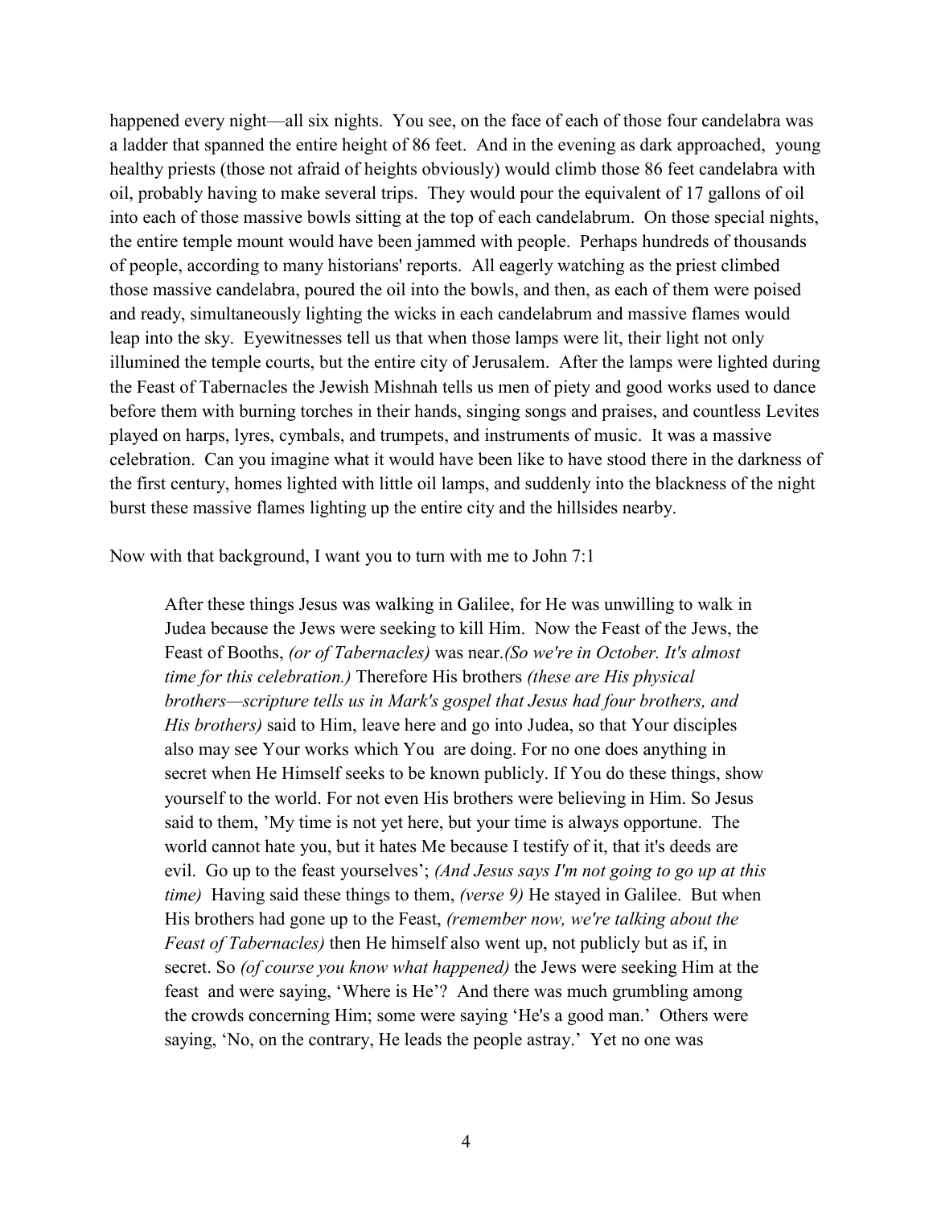happened every night—all six nights. You see, on the face of each of those four candelabra was a ladder that spanned the entire height of 86 feet. And in the evening as dark approached, young healthy priests (those not afraid of heights obviously) would climb those 86 feet candelabra with oil, probably having to make several trips. They would pour the equivalent of 17 gallons of oil into each of those massive bowls sitting at the top of each candelabrum. On those special nights, the entire temple mount would have been jammed with people. Perhaps hundreds of thousands of people, according to many historians' reports. All eagerly watching as the priest climbed those massive candelabra, poured the oil into the bowls, and then, as each of them were poised and ready, simultaneously lighting the wicks in each candelabrum and massive flames would leap into the sky. Eyewitnesses tell us that when those lamps were lit, their light not only illumined the temple courts, but the entire city of Jerusalem. After the lamps were lighted during the Feast of Tabernacles the Jewish Mishnah tells us men of piety and good works used to dance before them with burning torches in their hands, singing songs and praises, and countless Levites played on harps, lyres, cymbals, and trumpets, and instruments of music. It was a massive celebration. Can you imagine what it would have been like to have stood there in the darkness of the first century, homes lighted with little oil lamps, and suddenly into the blackness of the night burst these massive flames lighting up the entire city and the hillsides nearby.

Now with that background, I want you to turn with me to John 7:1

> After these things Jesus was walking in Galilee, for He was unwilling to walk in Judea because the Jews were seeking to kill Him. Now the Feast of the Jews, the Feast of Booths, *(or of Tabernacles)* was near.*(So we're in October. It's almost time for this celebration.)* Therefore His brothers *(these are His physical brothers—scripture tells us in Mark's gospel that Jesus had four brothers, and His brothers)* said to Him, leave here and go into Judea, so that Your disciples also may see Your works which You are doing. For no one does anything in secret when He Himself seeks to be known publicly. If You do these things, show yourself to the world. For not even His brothers were believing in Him. So Jesus said to them, 'My time is not yet here, but your time is always opportune. The world cannot hate you, but it hates Me because I testify of it, that it's deeds are evil. Go up to the feast yourselves'; *(And Jesus says I'm not going to go up at this time)* Having said these things to them, *(verse 9)* He stayed in Galilee. But when His brothers had gone up to the Feast, *(remember now, we're talking about the Feast of Tabernacles)* then He himself also went up, not publicly but as if, in secret. So *(of course you know what happened)* the Jews were seeking Him at the feast and were saying, 'Where is He'? And there was much grumbling among the crowds concerning Him; some were saying 'He's a good man.' Others were saying, 'No, on the contrary, He leads the people astray.' Yet no one was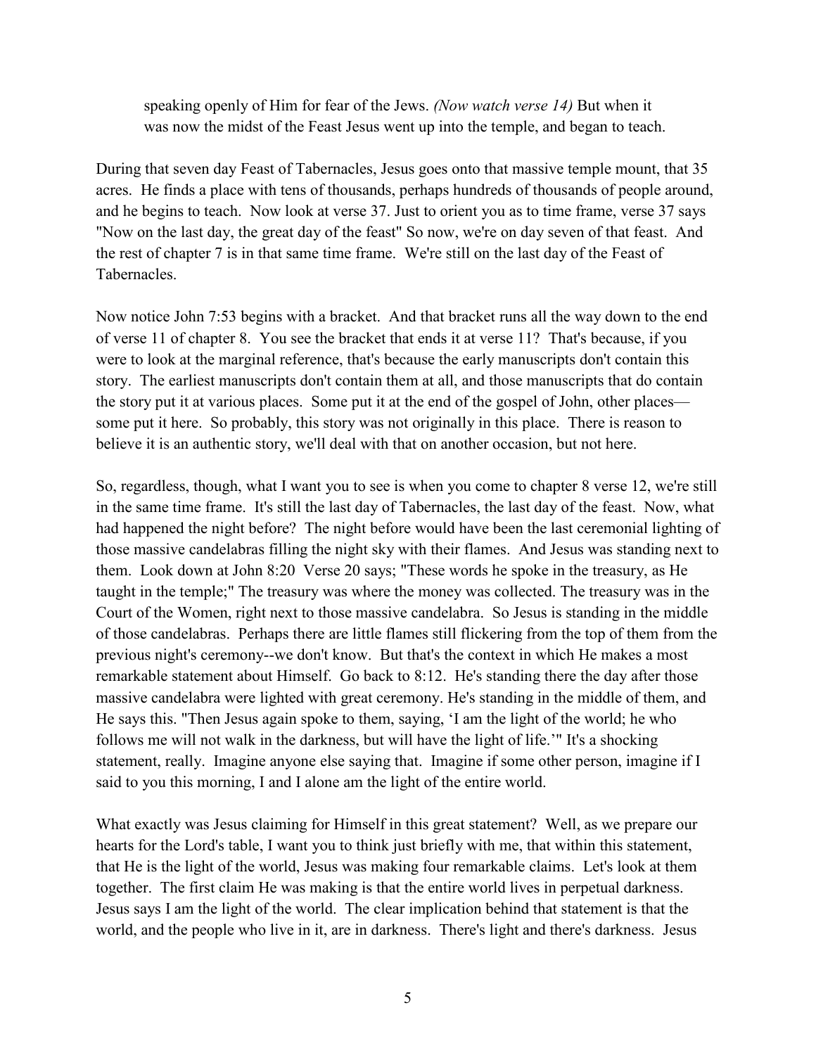> speaking openly of Him for fear of the Jews. *(Now watch verse 14)* But when it was now the midst of the Feast Jesus went up into the temple, and began to teach.

During that seven day Feast of Tabernacles, Jesus goes onto that massive temple mount, that 35 acres. He finds a place with tens of thousands, perhaps hundreds of thousands of people around, and he begins to teach. Now look at verse 37. Just to orient you as to time frame, verse 37 says "Now on the last day, the great day of the feast" So now, we're on day seven of that feast. And the rest of chapter 7 is in that same time frame. We're still on the last day of the Feast of Tabernacles.

Now notice John 7:53 begins with a bracket. And that bracket runs all the way down to the end of verse 11 of chapter 8. You see the bracket that ends it at verse 11? That's because, if you were to look at the marginal reference, that's because the early manuscripts don't contain this story. The earliest manuscripts don't contain them at all, and those manuscripts that do contain the story put it at various places. Some put it at the end of the gospel of John, other places—some put it here. So probably, this story was not originally in this place. There is reason to believe it is an authentic story, we'll deal with that on another occasion, but not here.

So, regardless, though, what I want you to see is when you come to chapter 8 verse 12, we're still in the same time frame. It's still the last day of Tabernacles, the last day of the feast. Now, what had happened the night before? The night before would have been the last ceremonial lighting of those massive candelabras filling the night sky with their flames. And Jesus was standing next to them. Look down at John 8:20 Verse 20 says; "These words he spoke in the treasury, as He taught in the temple;" The treasury was where the money was collected. The treasury was in the Court of the Women, right next to those massive candelabra. So Jesus is standing in the middle of those candelabras. Perhaps there are little flames still flickering from the top of them from the previous night's ceremony--we don't know. But that's the context in which He makes a most remarkable statement about Himself. Go back to 8:12. He's standing there the day after those massive candelabra were lighted with great ceremony. He's standing in the middle of them, and He says this. "Then Jesus again spoke to them, saying, 'I am the light of the world; he who follows me will not walk in the darkness, but will have the light of life.'" It's a shocking statement, really. Imagine anyone else saying that. Imagine if some other person, imagine if I said to you this morning, I and I alone am the light of the entire world.

What exactly was Jesus claiming for Himself in this great statement? Well, as we prepare our hearts for the Lord's table, I want you to think just briefly with me, that within this statement, that He is the light of the world, Jesus was making four remarkable claims. Let's look at them together. The first claim He was making is that the entire world lives in perpetual darkness. Jesus says I am the light of the world. The clear implication behind that statement is that the world, and the people who live in it, are in darkness. There's light and there's darkness. Jesus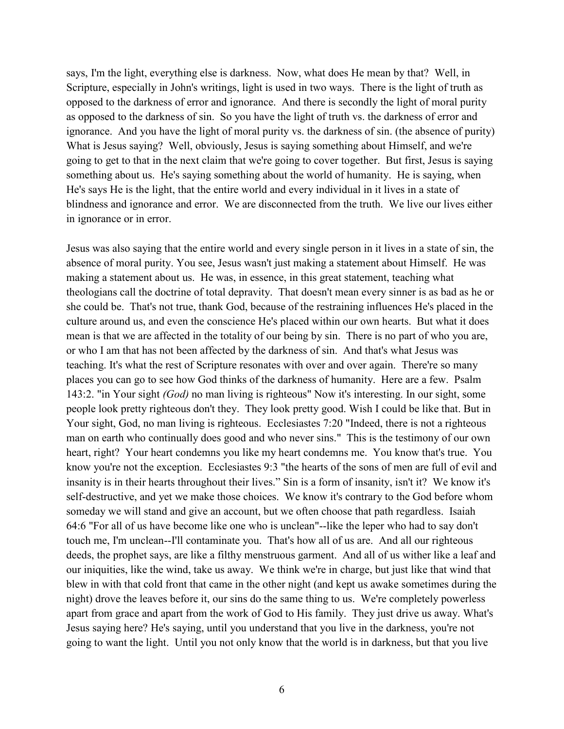says, I'm the light, everything else is darkness. Now, what does He mean by that? Well, in Scripture, especially in John's writings, light is used in two ways. There is the light of truth as opposed to the darkness of error and ignorance. And there is secondly the light of moral purity as opposed to the darkness of sin. So you have the light of truth vs. the darkness of error and ignorance. And you have the light of moral purity vs. the darkness of sin. (the absence of purity) What is Jesus saying? Well, obviously, Jesus is saying something about Himself, and we're going to get to that in the next claim that we're going to cover together. But first, Jesus is saying something about us. He's saying something about the world of humanity. He is saying, when He's says He is the light, that the entire world and every individual in it lives in a state of blindness and ignorance and error. We are disconnected from the truth. We live our lives either in ignorance or in error.

Jesus was also saying that the entire world and every single person in it lives in a state of sin, the absence of moral purity. You see, Jesus wasn't just making a statement about Himself. He was making a statement about us. He was, in essence, in this great statement, teaching what theologians call the doctrine of total depravity. That doesn't mean every sinner is as bad as he or she could be. That's not true, thank God, because of the restraining influences He's placed in the culture around us, and even the conscience He's placed within our own hearts. But what it does mean is that we are affected in the totality of our being by sin. There is no part of who you are, or who I am that has not been affected by the darkness of sin. And that's what Jesus was teaching. It's what the rest of Scripture resonates with over and over again. There're so many places you can go to see how God thinks of the darkness of humanity. Here are a few. Psalm 143:2. "in Your sight *(God)* no man living is righteous" Now it's interesting. In our sight, some people look pretty righteous don't they. They look pretty good. Wish I could be like that. But in Your sight, God, no man living is righteous. Ecclesiastes 7:20 "Indeed, there is not a righteous man on earth who continually does good and who never sins." This is the testimony of our own heart, right? Your heart condemns you like my heart condemns me. You know that's true. You know you're not the exception. Ecclesiastes 9:3 "the hearts of the sons of men are full of evil and insanity is in their hearts throughout their lives." Sin is a form of insanity, isn't it? We know it's self-destructive, and yet we make those choices. We know it's contrary to the God before whom someday we will stand and give an account, but we often choose that path regardless. Isaiah 64:6 "For all of us have become like one who is unclean"--like the leper who had to say don't touch me, I'm unclean--I'll contaminate you. That's how all of us are. And all our righteous deeds, the prophet says, are like a filthy menstruous garment. And all of us wither like a leaf and our iniquities, like the wind, take us away. We think we're in charge, but just like that wind that blew in with that cold front that came in the other night (and kept us awake sometimes during the night) drove the leaves before it, our sins do the same thing to us. We're completely powerless apart from grace and apart from the work of God to His family. They just drive us away. What's Jesus saying here? He's saying, until you understand that you live in the darkness, you're not going to want the light. Until you not only know that the world is in darkness, but that you live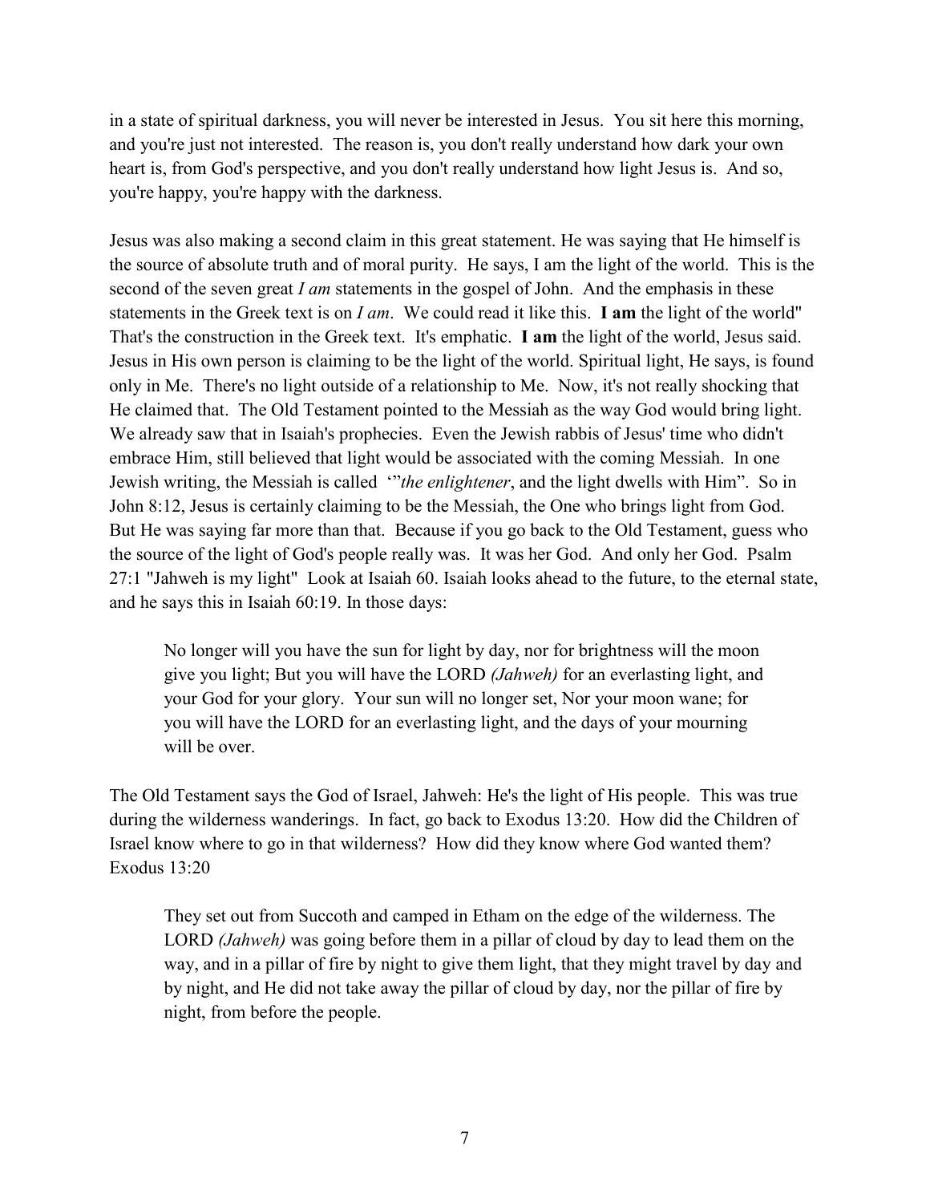in a state of spiritual darkness, you will never be interested in Jesus. You sit here this morning, and you're just not interested. The reason is, you don't really understand how dark your own heart is, from God's perspective, and you don't really understand how light Jesus is. And so, you're happy, you're happy with the darkness.

Jesus was also making a second claim in this great statement. He was saying that He himself is the source of absolute truth and of moral purity. He says, I am the light of the world. This is the second of the seven great *I am* statements in the gospel of John. And the emphasis in these statements in the Greek text is on *I am*. We could read it like this. **I am** the light of the world" That's the construction in the Greek text. It's emphatic. **I am** the light of the world, Jesus said. Jesus in His own person is claiming to be the light of the world. Spiritual light, He says, is found only in Me. There's no light outside of a relationship to Me. Now, it's not really shocking that He claimed that. The Old Testament pointed to the Messiah as the way God would bring light. We already saw that in Isaiah's prophecies. Even the Jewish rabbis of Jesus' time who didn't embrace Him, still believed that light would be associated with the coming Messiah. In one Jewish writing, the Messiah is called '"*the enlightener*, and the light dwells with Him". So in John 8:12, Jesus is certainly claiming to be the Messiah, the One who brings light from God. But He was saying far more than that. Because if you go back to the Old Testament, guess who the source of the light of God's people really was. It was her God. And only her God. Psalm 27:1 "Jahweh is my light" Look at Isaiah 60. Isaiah looks ahead to the future, to the eternal state, and he says this in Isaiah 60:19. In those days:

> No longer will you have the sun for light by day, nor for brightness will the moon give you light; But you will have the LORD *(Jahweh)* for an everlasting light, and your God for your glory. Your sun will no longer set, Nor your moon wane; for you will have the LORD for an everlasting light, and the days of your mourning will be over.

The Old Testament says the God of Israel, Jahweh: He's the light of His people. This was true during the wilderness wanderings. In fact, go back to Exodus 13:20. How did the Children of Israel know where to go in that wilderness? How did they know where God wanted them? Exodus 13:20

> They set out from Succoth and camped in Etham on the edge of the wilderness. The LORD *(Jahweh)* was going before them in a pillar of cloud by day to lead them on the way, and in a pillar of fire by night to give them light, that they might travel by day and by night, and He did not take away the pillar of cloud by day, nor the pillar of fire by night, from before the people.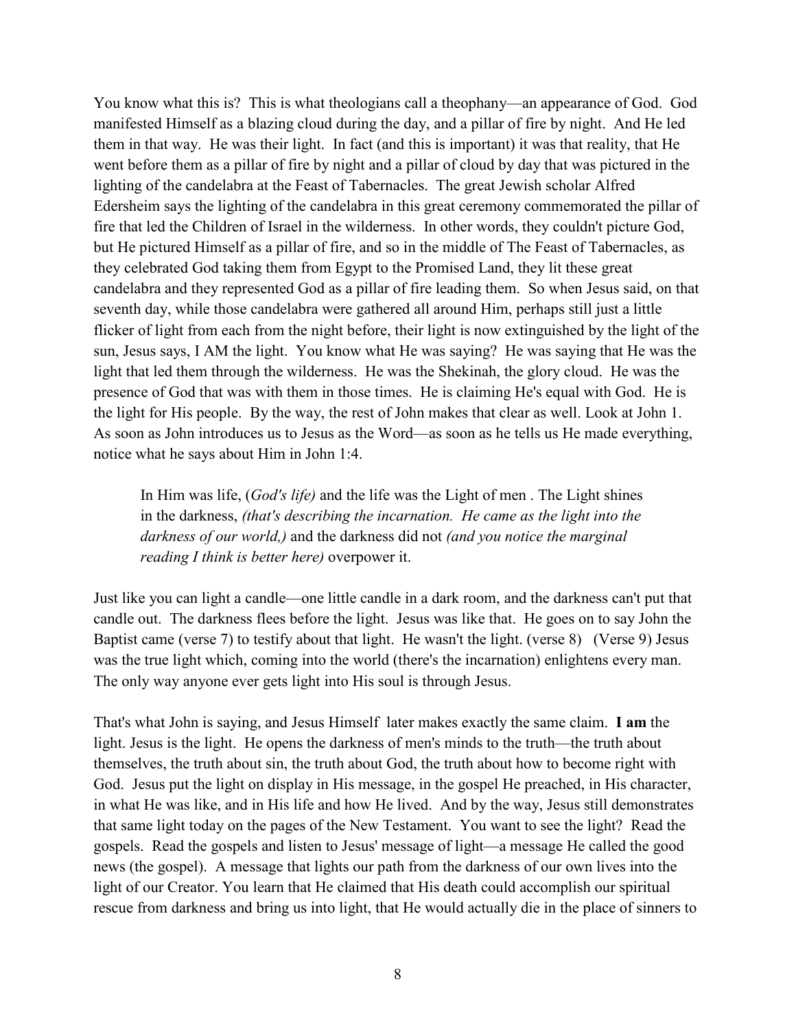You know what this is? This is what theologians call a theophany—an appearance of God. God manifested Himself as a blazing cloud during the day, and a pillar of fire by night. And He led them in that way. He was their light. In fact (and this is important) it was that reality, that He went before them as a pillar of fire by night and a pillar of cloud by day that was pictured in the lighting of the candelabra at the Feast of Tabernacles. The great Jewish scholar Alfred Edersheim says the lighting of the candelabra in this great ceremony commemorated the pillar of fire that led the Children of Israel in the wilderness. In other words, they couldn't picture God, but He pictured Himself as a pillar of fire, and so in the middle of The Feast of Tabernacles, as they celebrated God taking them from Egypt to the Promised Land, they lit these great candelabra and they represented God as a pillar of fire leading them. So when Jesus said, on that seventh day, while those candelabra were gathered all around Him, perhaps still just a little flicker of light from each from the night before, their light is now extinguished by the light of the sun, Jesus says, I AM the light. You know what He was saying? He was saying that He was the light that led them through the wilderness. He was the Shekinah, the glory cloud. He was the presence of God that was with them in those times. He is claiming He's equal with God. He is the light for His people. By the way, the rest of John makes that clear as well. Look at John 1. As soon as John introduces us to Jesus as the Word—as soon as he tells us He made everything, notice what he says about Him in John 1:4.

> In Him was life, (*God's life)* and the life was the Light of men . The Light shines in the darkness, *(that's describing the incarnation. He came as the light into the darkness of our world,)* and the darkness did not *(and you notice the marginal reading I think is better here)* overpower it.

Just like you can light a candle—one little candle in a dark room, and the darkness can't put that candle out. The darkness flees before the light. Jesus was like that. He goes on to say John the Baptist came (verse 7) to testify about that light. He wasn't the light. (verse 8) (Verse 9) Jesus was the true light which, coming into the world (there's the incarnation) enlightens every man. The only way anyone ever gets light into His soul is through Jesus.

That's what John is saying, and Jesus Himself later makes exactly the same claim. **I am** the light. Jesus is the light. He opens the darkness of men's minds to the truth—the truth about themselves, the truth about sin, the truth about God, the truth about how to become right with God. Jesus put the light on display in His message, in the gospel He preached, in His character, in what He was like, and in His life and how He lived. And by the way, Jesus still demonstrates that same light today on the pages of the New Testament. You want to see the light? Read the gospels. Read the gospels and listen to Jesus' message of light—a message He called the good news (the gospel). A message that lights our path from the darkness of our own lives into the light of our Creator. You learn that He claimed that His death could accomplish our spiritual rescue from darkness and bring us into light, that He would actually die in the place of sinners to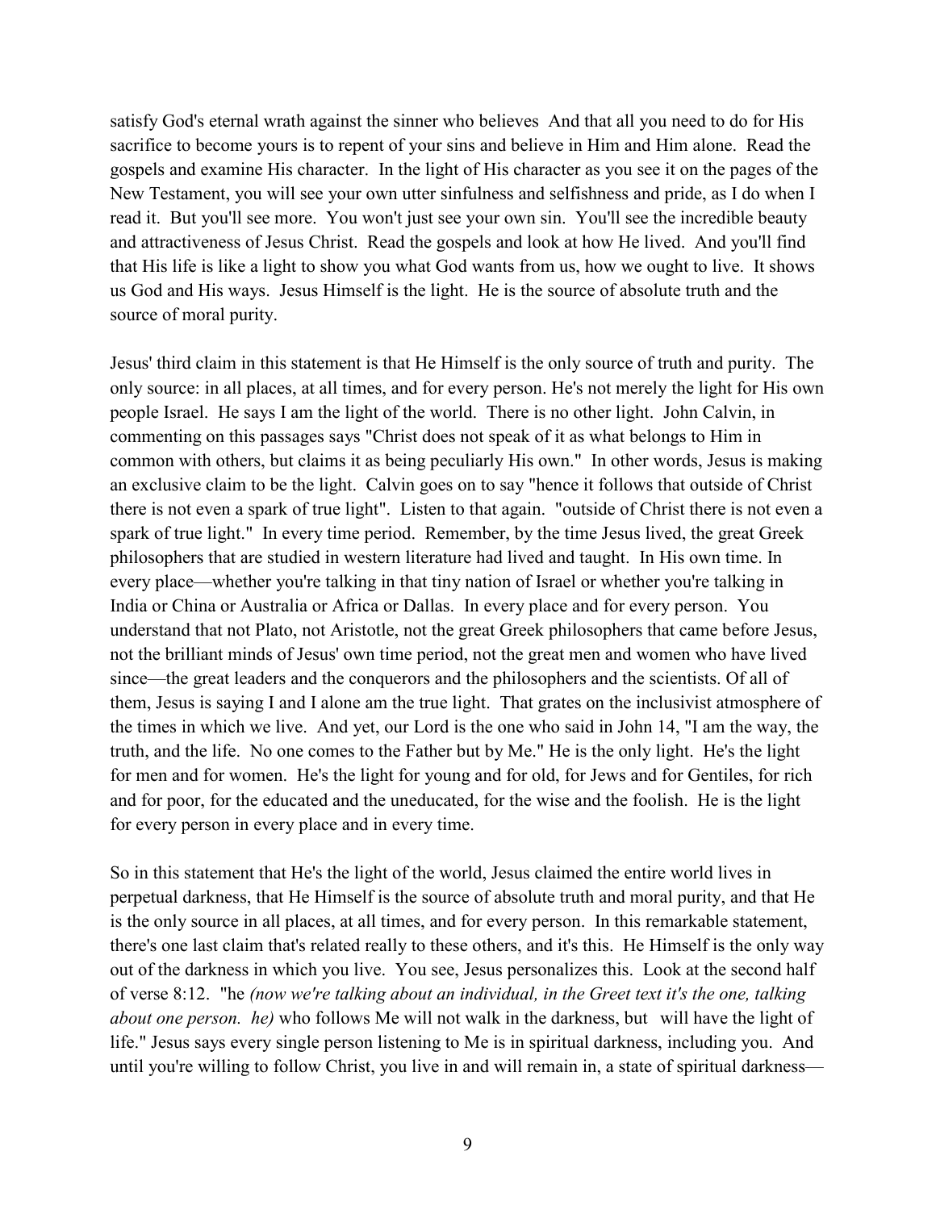satisfy God's eternal wrath against the sinner who believes And that all you need to do for His sacrifice to become yours is to repent of your sins and believe in Him and Him alone. Read the gospels and examine His character. In the light of His character as you see it on the pages of the New Testament, you will see your own utter sinfulness and selfishness and pride, as I do when I read it. But you'll see more. You won't just see your own sin. You'll see the incredible beauty and attractiveness of Jesus Christ. Read the gospels and look at how He lived. And you'll find that His life is like a light to show you what God wants from us, how we ought to live. It shows us God and His ways. Jesus Himself is the light. He is the source of absolute truth and the source of moral purity.

Jesus' third claim in this statement is that He Himself is the only source of truth and purity. The only source: in all places, at all times, and for every person. He's not merely the light for His own people Israel. He says I am the light of the world. There is no other light. John Calvin, in commenting on this passages says "Christ does not speak of it as what belongs to Him in common with others, but claims it as being peculiarly His own." In other words, Jesus is making an exclusive claim to be the light. Calvin goes on to say "hence it follows that outside of Christ there is not even a spark of true light". Listen to that again. "outside of Christ there is not even a spark of true light." In every time period. Remember, by the time Jesus lived, the great Greek philosophers that are studied in western literature had lived and taught. In His own time. In every place—whether you're talking in that tiny nation of Israel or whether you're talking in India or China or Australia or Africa or Dallas. In every place and for every person. You understand that not Plato, not Aristotle, not the great Greek philosophers that came before Jesus, not the brilliant minds of Jesus' own time period, not the great men and women who have lived since—the great leaders and the conquerors and the philosophers and the scientists. Of all of them, Jesus is saying I and I alone am the true light. That grates on the inclusivist atmosphere of the times in which we live. And yet, our Lord is the one who said in John 14, "I am the way, the truth, and the life. No one comes to the Father but by Me." He is the only light. He's the light for men and for women. He's the light for young and for old, for Jews and for Gentiles, for rich and for poor, for the educated and the uneducated, for the wise and the foolish. He is the light for every person in every place and in every time.

So in this statement that He's the light of the world, Jesus claimed the entire world lives in perpetual darkness, that He Himself is the source of absolute truth and moral purity, and that He is the only source in all places, at all times, and for every person. In this remarkable statement, there's one last claim that's related really to these others, and it's this. He Himself is the only way out of the darkness in which you live. You see, Jesus personalizes this. Look at the second half of verse 8:12. "he *(now we're talking about an individual, in the Greet text it's the one, talking about one person. he)* who follows Me will not walk in the darkness, but will have the light of life." Jesus says every single person listening to Me is in spiritual darkness, including you. And until you're willing to follow Christ, you live in and will remain in, a state of spiritual darkness—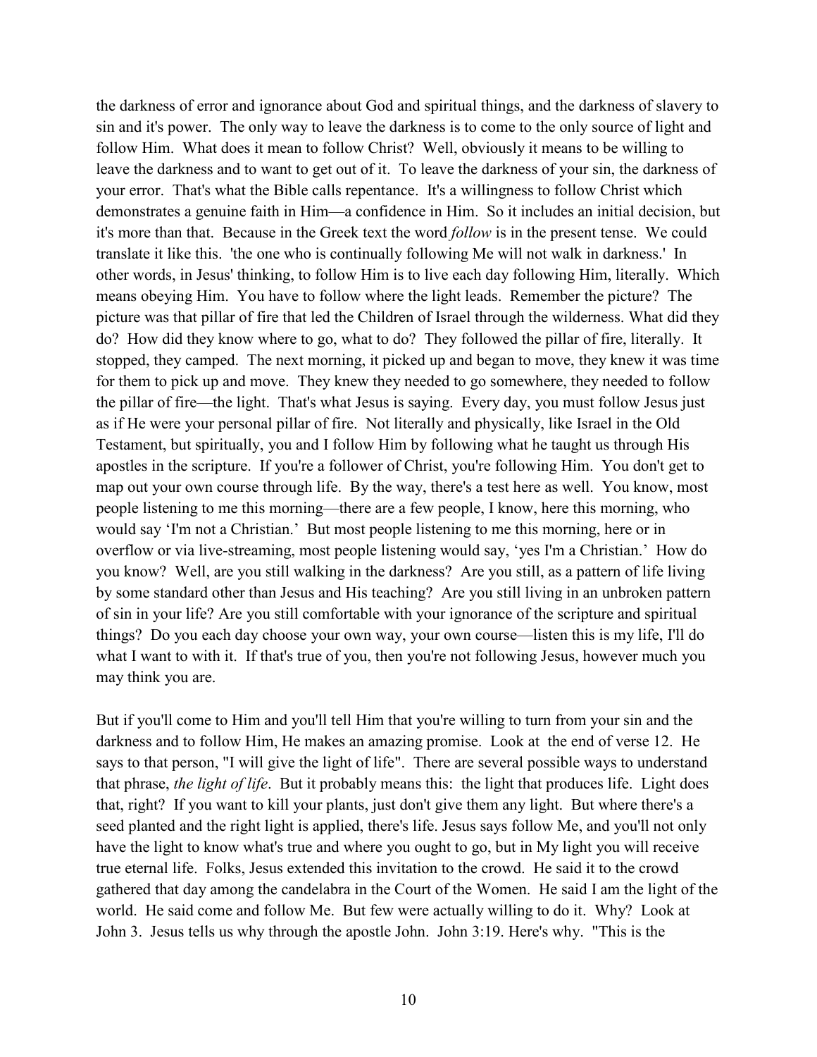the darkness of error and ignorance about God and spiritual things, and the darkness of slavery to sin and it's power. The only way to leave the darkness is to come to the only source of light and follow Him. What does it mean to follow Christ? Well, obviously it means to be willing to leave the darkness and to want to get out of it. To leave the darkness of your sin, the darkness of your error. That's what the Bible calls repentance. It's a willingness to follow Christ which demonstrates a genuine faith in Him—a confidence in Him. So it includes an initial decision, but it's more than that. Because in the Greek text the word *follow* is in the present tense. We could translate it like this. 'the one who is continually following Me will not walk in darkness.' In other words, in Jesus' thinking, to follow Him is to live each day following Him, literally. Which means obeying Him. You have to follow where the light leads. Remember the picture? The picture was that pillar of fire that led the Children of Israel through the wilderness. What did they do? How did they know where to go, what to do? They followed the pillar of fire, literally. It stopped, they camped. The next morning, it picked up and began to move, they knew it was time for them to pick up and move. They knew they needed to go somewhere, they needed to follow the pillar of fire—the light. That's what Jesus is saying. Every day, you must follow Jesus just as if He were your personal pillar of fire. Not literally and physically, like Israel in the Old Testament, but spiritually, you and I follow Him by following what he taught us through His apostles in the scripture. If you're a follower of Christ, you're following Him. You don't get to map out your own course through life. By the way, there's a test here as well. You know, most people listening to me this morning—there are a few people, I know, here this morning, who would say 'I'm not a Christian.' But most people listening to me this morning, here or in overflow or via live-streaming, most people listening would say, 'yes I'm a Christian.' How do you know? Well, are you still walking in the darkness? Are you still, as a pattern of life living by some standard other than Jesus and His teaching? Are you still living in an unbroken pattern of sin in your life? Are you still comfortable with your ignorance of the scripture and spiritual things? Do you each day choose your own way, your own course—listen this is my life, I'll do what I want to with it. If that's true of you, then you're not following Jesus, however much you may think you are.

But if you'll come to Him and you'll tell Him that you're willing to turn from your sin and the darkness and to follow Him, He makes an amazing promise. Look at the end of verse 12. He says to that person, "I will give the light of life". There are several possible ways to understand that phrase, *the light of life*. But it probably means this: the light that produces life. Light does that, right? If you want to kill your plants, just don't give them any light. But where there's a seed planted and the right light is applied, there's life. Jesus says follow Me, and you'll not only have the light to know what's true and where you ought to go, but in My light you will receive true eternal life. Folks, Jesus extended this invitation to the crowd. He said it to the crowd gathered that day among the candelabra in the Court of the Women. He said I am the light of the world. He said come and follow Me. But few were actually willing to do it. Why? Look at John 3. Jesus tells us why through the apostle John. John 3:19. Here's why. "This is the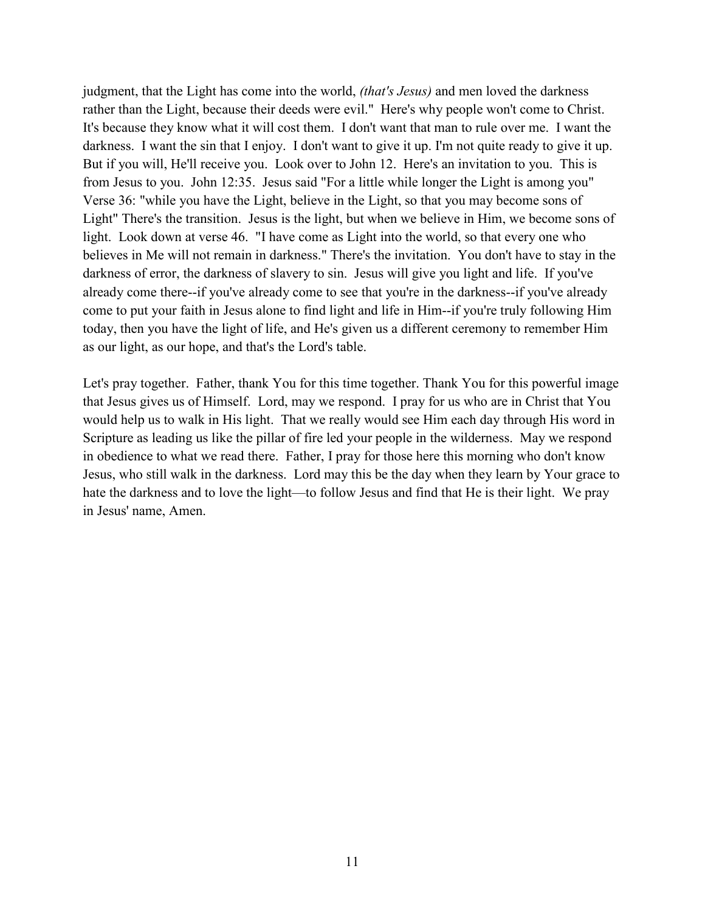judgment, that the Light has come into the world, *(that's Jesus)* and men loved the darkness rather than the Light, because their deeds were evil." Here's why people won't come to Christ. It's because they know what it will cost them. I don't want that man to rule over me. I want the darkness. I want the sin that I enjoy. I don't want to give it up. I'm not quite ready to give it up. But if you will, He'll receive you. Look over to John 12. Here's an invitation to you. This is from Jesus to you. John 12:35. Jesus said "For a little while longer the Light is among you" Verse 36: "while you have the Light, believe in the Light, so that you may become sons of Light" There's the transition. Jesus is the light, but when we believe in Him, we become sons of light. Look down at verse 46. "I have come as Light into the world, so that every one who believes in Me will not remain in darkness." There's the invitation. You don't have to stay in the darkness of error, the darkness of slavery to sin. Jesus will give you light and life. If you've already come there--if you've already come to see that you're in the darkness--if you've already come to put your faith in Jesus alone to find light and life in Him--if you're truly following Him today, then you have the light of life, and He's given us a different ceremony to remember Him as our light, as our hope, and that's the Lord's table.

Let's pray together. Father, thank You for this time together. Thank You for this powerful image that Jesus gives us of Himself. Lord, may we respond. I pray for us who are in Christ that You would help us to walk in His light. That we really would see Him each day through His word in Scripture as leading us like the pillar of fire led your people in the wilderness. May we respond in obedience to what we read there. Father, I pray for those here this morning who don't know Jesus, who still walk in the darkness. Lord may this be the day when they learn by Your grace to hate the darkness and to love the light—to follow Jesus and find that He is their light. We pray in Jesus' name, Amen.